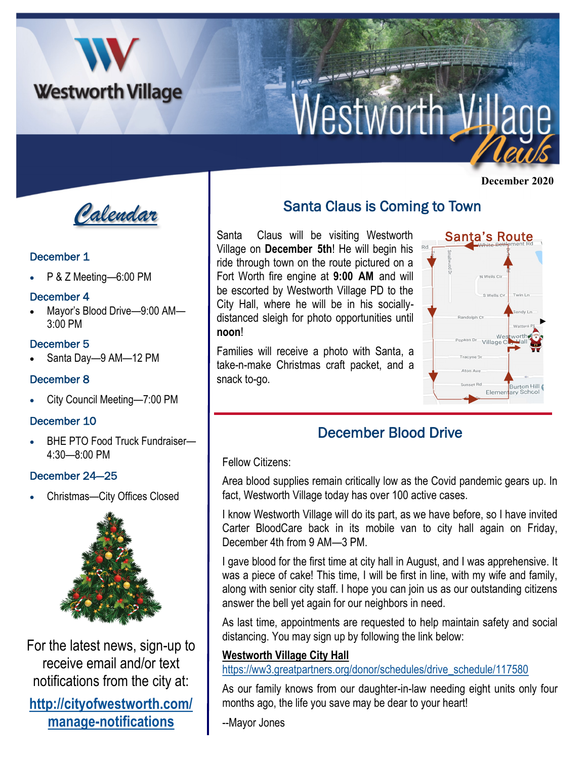# Westworth Village News

December 2020

## Calendar

### December 1

- P & Z Meeting—6:00 PM

### December 4

- Mayor's Blood Drive—9:00 AM—3:00 PM

### December 5

- Santa Day—9 AM—12 PM

### December 8

- City Council Meeting—7:00 PM

### December 10

- BHE PTO Food Truck Fundraiser—4:30—8:00 PM

### December 24—25

- Christmas—City Offices Closed

For the latest news, sign-up to receive email and/or text notifications from the city at:

**http://cityofwestworth.com/manage-notifications**

## Santa Claus is Coming to Town

Santa Claus will be visiting Westworth Village on **December 5th**! He will begin his ride through town on the route pictured on a Fort Worth fire engine at **9:00 AM** and will be escorted by Westworth Village PD to the City Hall, where he will be in his socially-distanced sleigh for photo opportunities until **noon**!

Families will receive a photo with Santa, a take-n-make Christmas craft packet, and a snack to-go.

## December Blood Drive

Fellow Citizens:

Area blood supplies remain critically low as the Covid pandemic gears up. In fact, Westworth Village today has over 100 active cases.

I know Westworth Village will do its part, as we have before, so I have invited Carter BloodCare back in its mobile van to city hall again on Friday, December 4th from 9 AM—3 PM.

I gave blood for the first time at city hall in August, and I was apprehensive. It was a piece of cake! This time, I will be first in line, with my wife and family, along with senior city staff. I hope you can join us as our outstanding citizens answer the bell yet again for our neighbors in need.

As last time, appointments are requested to help maintain safety and social distancing. You may sign up by following the link below:

**Westworth Village City Hall**
https://ww3.greatpartners.org/donor/schedules/drive_schedule/117580

As our family knows from our daughter-in-law needing eight units only four months ago, the life you save may be dear to your heart!

--Mayor Jones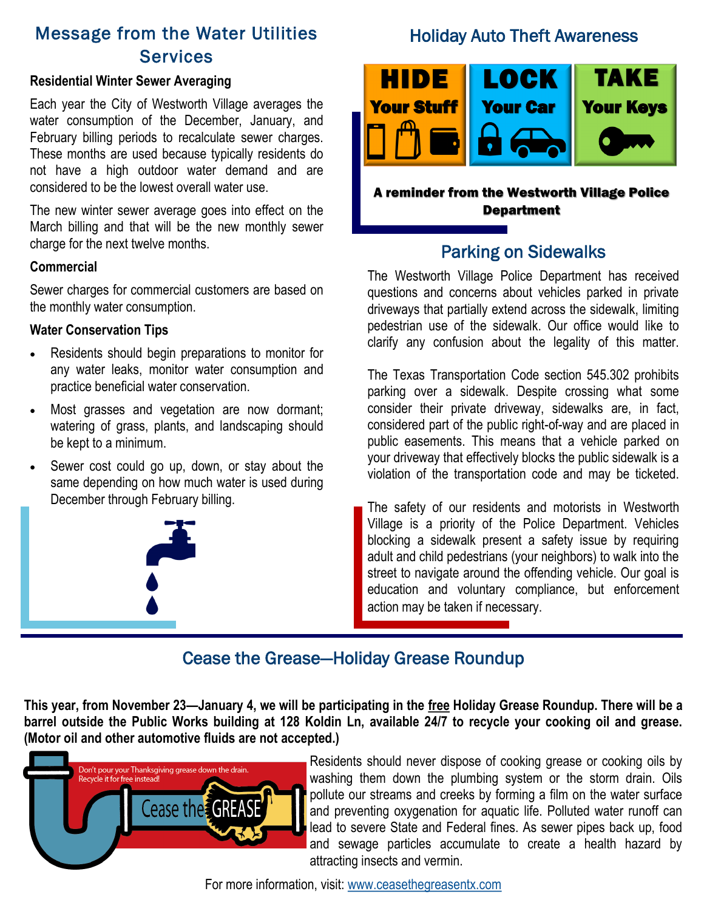## Message from the Water Utilities Services

**Residential Winter Sewer Averaging**

Each year the City of Westworth Village averages the water consumption of the December, January, and February billing periods to recalculate sewer charges. These months are used because typically residents do not have a high outdoor water demand and are considered to be the lowest overall water use.

The new winter sewer average goes into effect on the March billing and that will be the new monthly sewer charge for the next twelve months.

**Commercial**

Sewer charges for commercial customers are based on the monthly water consumption.

**Water Conservation Tips**

- Residents should begin preparations to monitor for any water leaks, monitor water consumption and practice beneficial water conservation.
- Most grasses and vegetation are now dormant; watering of grass, plants, and landscaping should be kept to a minimum.
- Sewer cost could go up, down, or stay about the same depending on how much water is used during December through February billing.

## Holiday Auto Theft Awareness

**HIDE** Your Stuff | **LOCK** Your Car | **TAKE** Your Keys

**A reminder from the Westworth Village Police Department**

## Parking on Sidewalks

The Westworth Village Police Department has received questions and concerns about vehicles parked in private driveways that partially extend across the sidewalk, limiting pedestrian use of the sidewalk. Our office would like to clarify any confusion about the legality of this matter.

The Texas Transportation Code section 545.302 prohibits parking over a sidewalk. Despite crossing what some consider their private driveway, sidewalks are, in fact, considered part of the public right-of-way and are placed in public easements. This means that a vehicle parked on your driveway that effectively blocks the public sidewalk is a violation of the transportation code and may be ticketed.

The safety of our residents and motorists in Westworth Village is a priority of the Police Department. Vehicles blocking a sidewalk present a safety issue by requiring adult and child pedestrians (your neighbors) to walk into the street to navigate around the offending vehicle. Our goal is education and voluntary compliance, but enforcement action may be taken if necessary.

## Cease the Grease—Holiday Grease Roundup

**This year, from November 23—January 4, we will be participating in the free Holiday Grease Roundup. There will be a barrel outside the Public Works building at 128 Koldin Ln, available 24/7 to recycle your cooking oil and grease. (Motor oil and other automotive fluids are not accepted.)**

Don't pour your Thanksgiving grease down the drain. Recycle it for free instead! Cease the GREASE

Residents should never dispose of cooking grease or cooking oils by washing them down the plumbing system or the storm drain. Oils pollute our streams and creeks by forming a film on the water surface and preventing oxygenation for aquatic life. Polluted water runoff can lead to severe State and Federal fines. As sewer pipes back up, food and sewage particles accumulate to create a health hazard by attracting insects and vermin.

For more information, visit: www.ceasethegreasentx.com